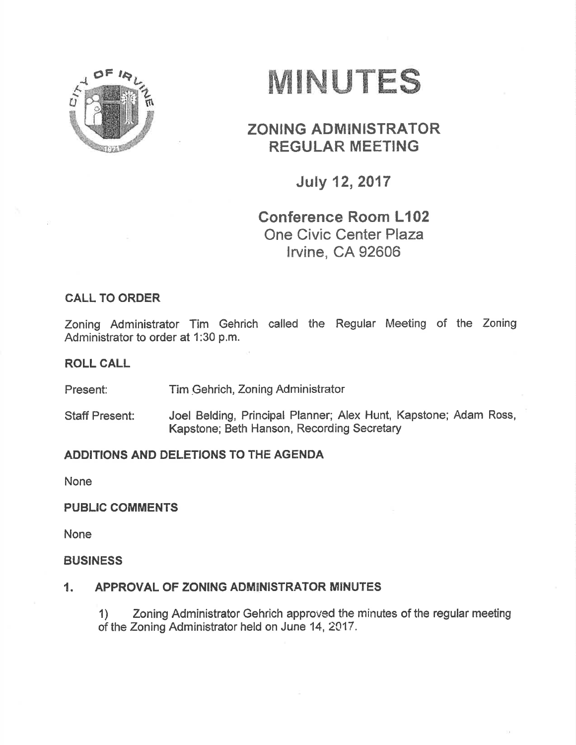# MINUTES

## ZONING ADMINISTRATOR REGULAR MEETING

### July 12, 2017

### Conference Room L102
One Civic Center Plaza
Irvine, CA 92606

**CALL TO ORDER**

Zoning Administrator Tim Gehrich called the Regular Meeting of the Zoning Administrator to order at 1:30 p.m.

**ROLL CALL**

Present: Tim Gehrich, Zoning Administrator

Staff Present: Joel Belding, Principal Planner; Alex Hunt, Kapstone; Adam Ross, Kapstone; Beth Hanson, Recording Secretary

**ADDITIONS AND DELETIONS TO THE AGENDA**

None

**PUBLIC COMMENTS**

None

**BUSINESS**

**1. APPROVAL OF ZONING ADMINISTRATOR MINUTES**

1) Zoning Administrator Gehrich approved the minutes of the regular meeting of the Zoning Administrator held on June 14, 2017.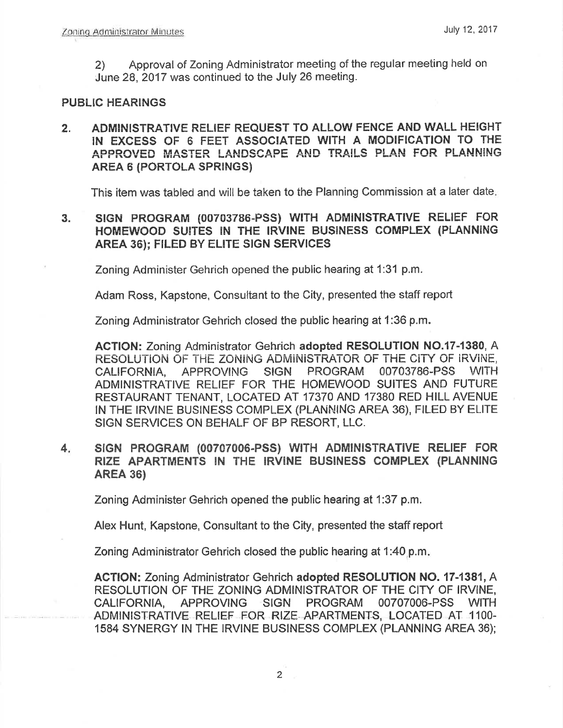2) Approval of Zoning Administrator meeting of the regular meeting held on June 28, 2017 was continued to the July 26 meeting.

## PUBLIC HEARINGS

2. **ADMINISTRATIVE RELIEF REQUEST TO ALLOW FENCE AND WALL HEIGHT IN EXCESS OF 6 FEET ASSOCIATED WITH A MODIFICATION TO THE APPROVED MASTER LANDSCAPE AND TRAILS PLAN FOR PLANNING AREA 6 (PORTOLA SPRINGS)**

   This item was tabled and will be taken to the Planning Commission at a later date.

3. **SIGN PROGRAM (00703786-PSS) WITH ADMINISTRATIVE RELIEF FOR HOMEWOOD SUITES IN THE IRVINE BUSINESS COMPLEX (PLANNING AREA 36); FILED BY ELITE SIGN SERVICES**

   Zoning Administer Gehrich opened the public hearing at 1:31 p.m.

   Adam Ross, Kapstone, Consultant to the City, presented the staff report

   Zoning Administrator Gehrich closed the public hearing at 1:36 p.m.

   **ACTION:** Zoning Administrator Gehrich **adopted RESOLUTION NO.17-1380**, A RESOLUTION OF THE ZONING ADMINISTRATOR OF THE CITY OF IRVINE, CALIFORNIA, APPROVING SIGN PROGRAM 00703786-PSS WITH ADMINISTRATIVE RELIEF FOR THE HOMEWOOD SUITES AND FUTURE RESTAURANT TENANT, LOCATED AT 17370 AND 17380 RED HILL AVENUE IN THE IRVINE BUSINESS COMPLEX (PLANNING AREA 36), FILED BY ELITE SIGN SERVICES ON BEHALF OF BP RESORT, LLC.

4. **SIGN PROGRAM (00707006-PSS) WITH ADMINISTRATIVE RELIEF FOR RIZE APARTMENTS IN THE IRVINE BUSINESS COMPLEX (PLANNING AREA 36)**

   Zoning Administer Gehrich opened the public hearing at 1:37 p.m.

   Alex Hunt, Kapstone, Consultant to the City, presented the staff report

   Zoning Administrator Gehrich closed the public hearing at 1:40 p.m.

   **ACTION:** Zoning Administrator Gehrich **adopted RESOLUTION NO. 17-1381**, A RESOLUTION OF THE ZONING ADMINISTRATOR OF THE CITY OF IRVINE, CALIFORNIA, APPROVING SIGN PROGRAM 00707006-PSS WITH ADMINISTRATIVE RELIEF FOR RIZE APARTMENTS, LOCATED AT 1100-1584 SYNERGY IN THE IRVINE BUSINESS COMPLEX (PLANNING AREA 36);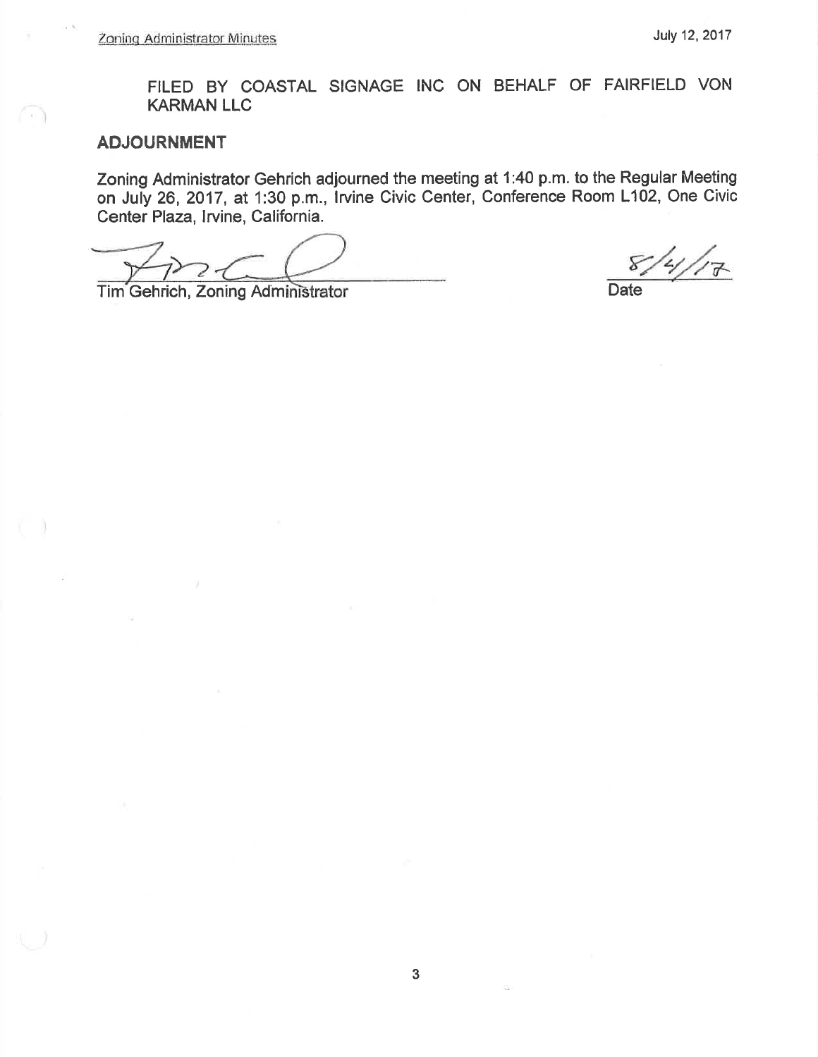FILED BY COASTAL SIGNAGE INC ON BEHALF OF FAIRFIELD VON KARMAN LLC

## ADJOURNMENT

Zoning Administrator Gehrich adjourned the meeting at 1:40 p.m. to the Regular Meeting on July 26, 2017, at 1:30 p.m., Irvine Civic Center, Conference Room L102, One Civic Center Plaza, Irvine, California.

Tim Gehrich, Zoning Administrator

8/4/17
Date